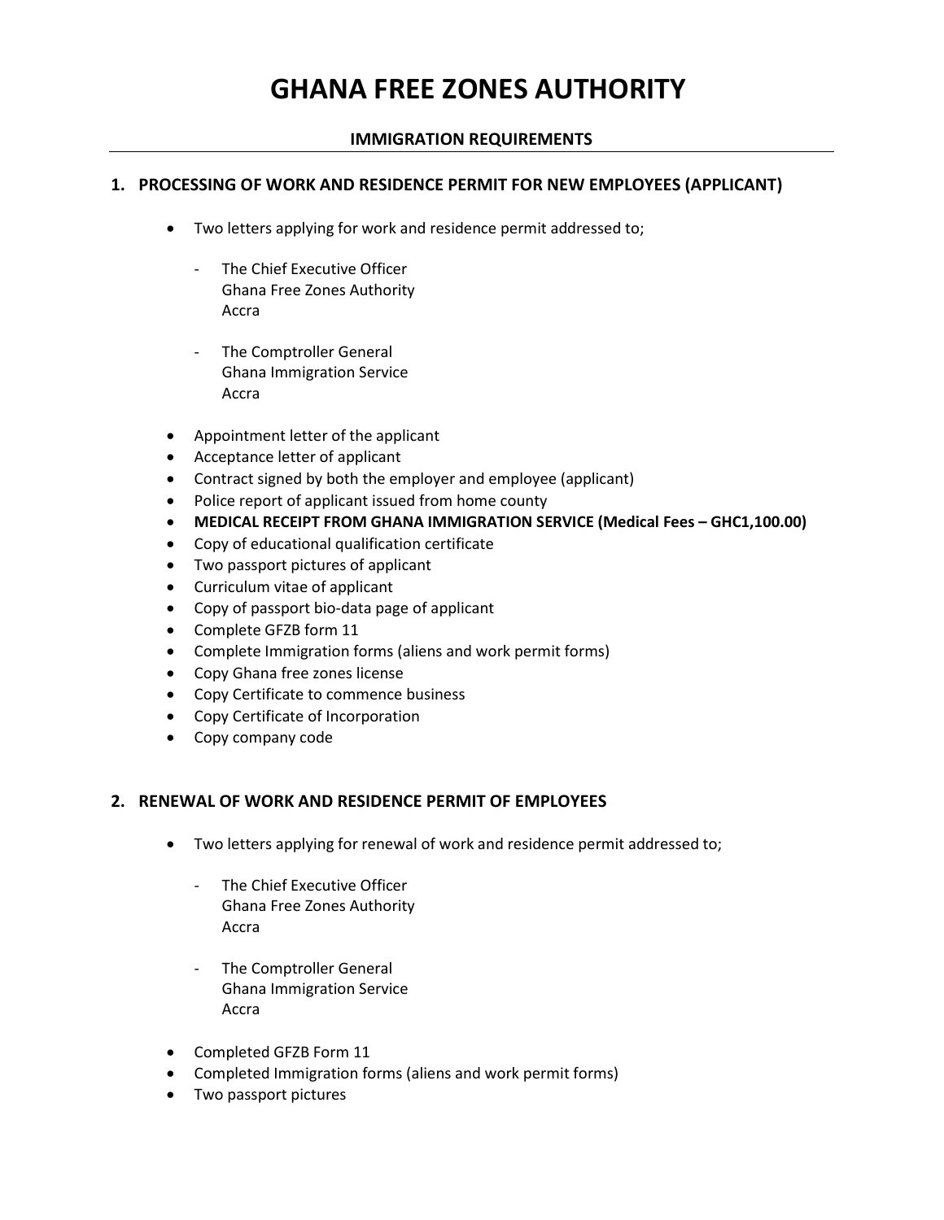# GHANA FREE ZONES AUTHORITY

## IMMIGRATION REQUIREMENTS

### 1. PROCESSING OF WORK AND RESIDENCE PERMIT FOR NEW EMPLOYEES (APPLICANT)

- Two letters applying for work and residence permit addressed to;

  - The Chief Executive Officer
    Ghana Free Zones Authority
    Accra

  - The Comptroller General
    Ghana Immigration Service
    Accra

- Appointment letter of the applicant
- Acceptance letter of applicant
- Contract signed by both the employer and employee (applicant)
- Police report of applicant issued from home county
- **MEDICAL RECEIPT FROM GHANA IMMIGRATION SERVICE (Medical Fees – GHC1,100.00)**
- Copy of educational qualification certificate
- Two passport pictures of applicant
- Curriculum vitae of applicant
- Copy of passport bio-data page of applicant
- Complete GFZB form 11
- Complete Immigration forms (aliens and work permit forms)
- Copy Ghana free zones license
- Copy Certificate to commence business
- Copy Certificate of Incorporation
- Copy company code

### 2. RENEWAL OF WORK AND RESIDENCE PERMIT OF EMPLOYEES

- Two letters applying for renewal of work and residence permit addressed to;

  - The Chief Executive Officer
    Ghana Free Zones Authority
    Accra

  - The Comptroller General
    Ghana Immigration Service
    Accra

- Completed GFZB Form 11
- Completed Immigration forms (aliens and work permit forms)
- Two passport pictures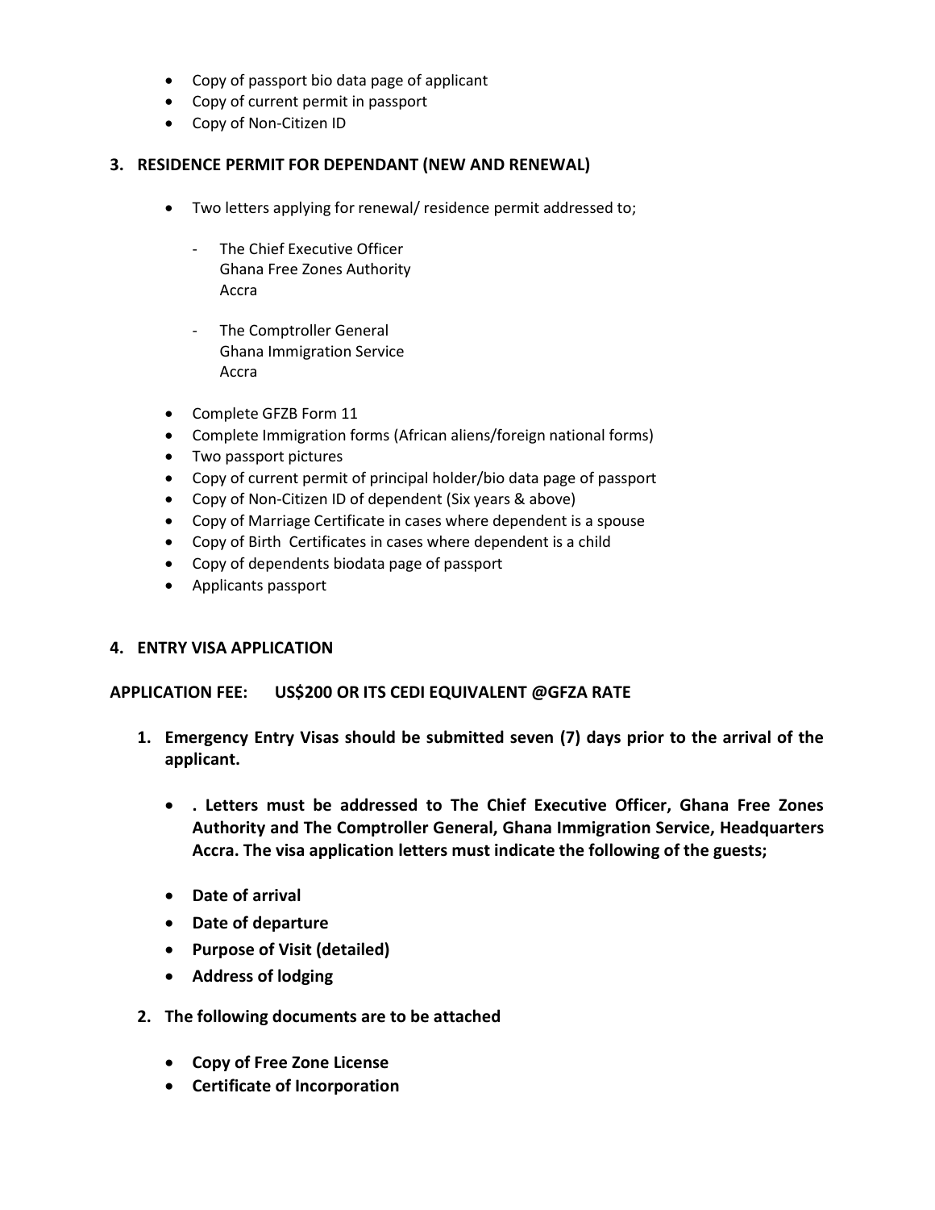- Copy of passport bio data page of applicant
- Copy of current permit in passport
- Copy of Non-Citizen ID

## 3. RESIDENCE PERMIT FOR DEPENDANT (NEW AND RENEWAL)

- Two letters applying for renewal/ residence permit addressed to;

  - The Chief Executive Officer
    Ghana Free Zones Authority
    Accra

  - The Comptroller General
    Ghana Immigration Service
    Accra

- Complete GFZB Form 11
- Complete Immigration forms (African aliens/foreign national forms)
- Two passport pictures
- Copy of current permit of principal holder/bio data page of passport
- Copy of Non-Citizen ID of dependent (Six years & above)
- Copy of Marriage Certificate in cases where dependent is a spouse
- Copy of Birth Certificates in cases where dependent is a child
- Copy of dependents biodata page of passport
- Applicants passport

## 4. ENTRY VISA APPLICATION

**APPLICATION FEE: US$200 OR ITS CEDI EQUIVALENT @GFZA RATE**

1. **Emergency Entry Visas should be submitted seven (7) days prior to the arrival of the applicant.**

   - **. Letters must be addressed to The Chief Executive Officer, Ghana Free Zones Authority and The Comptroller General, Ghana Immigration Service, Headquarters Accra. The visa application letters must indicate the following of the guests;**
   - **Date of arrival**
   - **Date of departure**
   - **Purpose of Visit (detailed)**
   - **Address of lodging**

2. **The following documents are to be attached**

   - **Copy of Free Zone License**
   - **Certificate of Incorporation**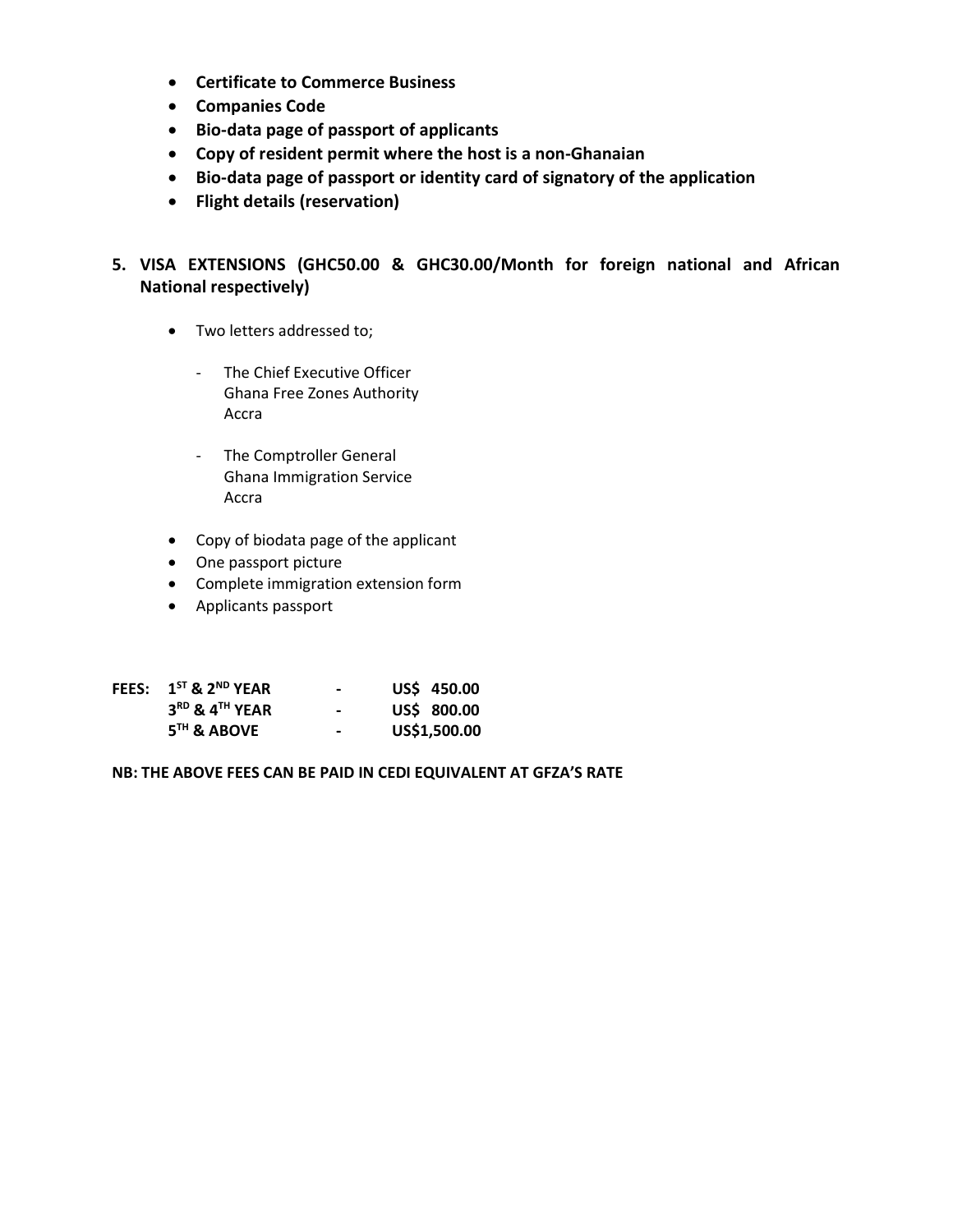- **Certificate to Commerce Business**
- **Companies Code**
- **Bio-data page of passport of applicants**
- **Copy of resident permit where the host is a non-Ghanaian**
- **Bio-data page of passport or identity card of signatory of the application**
- **Flight details (reservation)**

**5. VISA EXTENSIONS (GHC50.00 & GHC30.00/Month for foreign national and African National respectively)**

- Two letters addressed to;
  - The Chief Executive Officer  
    Ghana Free Zones Authority  
    Accra
  - The Comptroller General  
    Ghana Immigration Service  
    Accra
- Copy of biodata page of the applicant
- One passport picture
- Complete immigration extension form
- Applicants passport

| | | | |
|---|---|---|---|
| **FEES:** | **1ST & 2ND YEAR** | **-** | **US$ 450.00** |
| | **3RD & 4TH YEAR** | **-** | **US$ 800.00** |
| | **5TH & ABOVE** | **-** | **US$1,500.00** |

**NB: THE ABOVE FEES CAN BE PAID IN CEDI EQUIVALENT AT GFZA'S RATE**